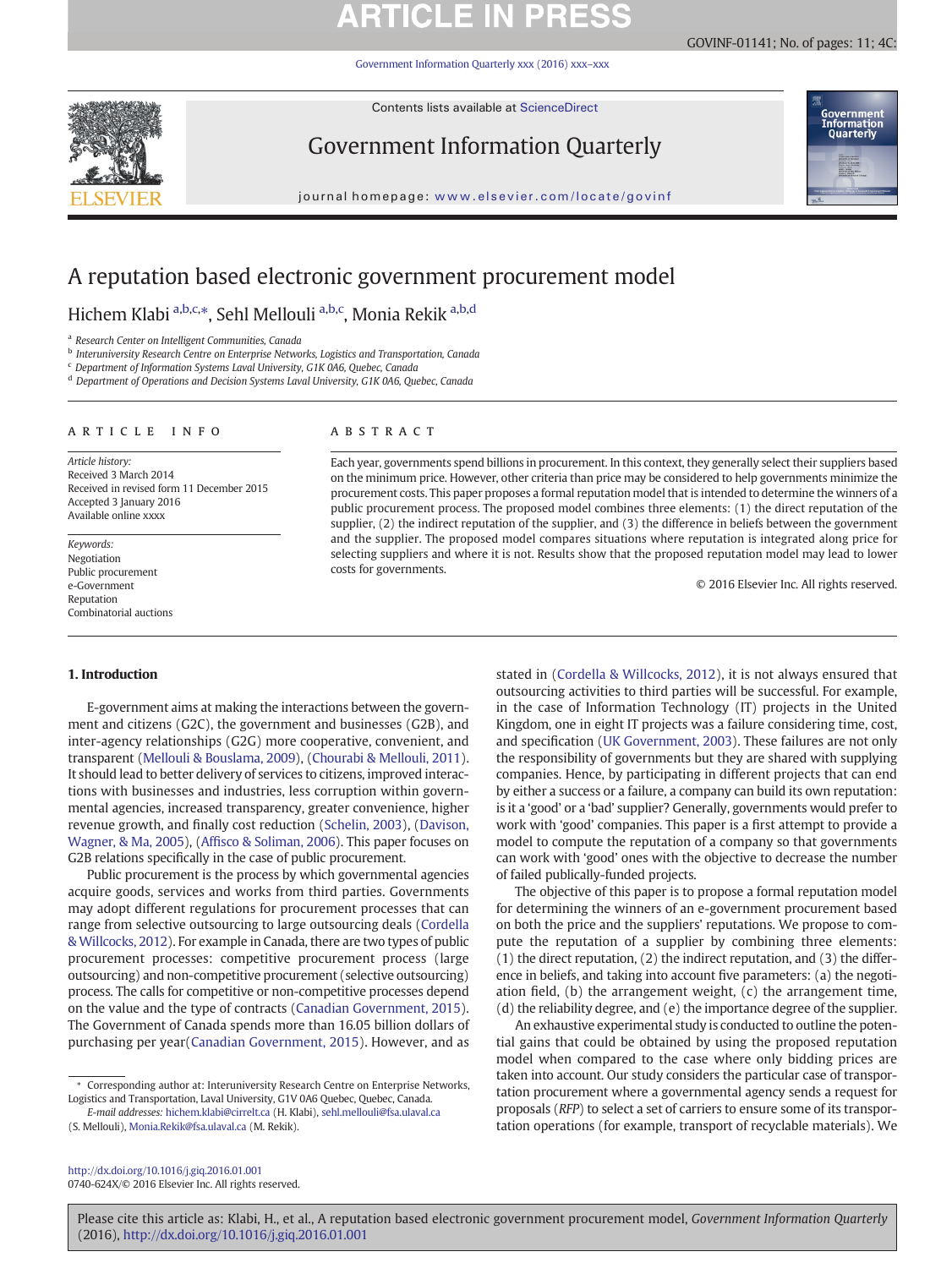# A reputation based electronic government procurement model

Hichem Klabi [a,b,c,*], Sehl Mellouli [a,b,c], Monia Rekik [a,b,d]

[a] Research Center on Intelligent Communities, Canada
[b] Interuniversity Research Centre on Enterprise Networks, Logistics and Transportation, Canada
[c] Department of Information Systems Laval University, G1K 0A6, Quebec, Canada
[d] Department of Operations and Decision Systems Laval University, G1K 0A6, Quebec, Canada

## ARTICLE INFO

*Article history:*
Received 3 March 2014
Received in revised form 11 December 2015
Accepted 3 January 2016
Available online xxxx

*Keywords:*
Negotiation
Public procurement
e-Government
Reputation
Combinatorial auctions

## ABSTRACT

Each year, governments spend billions in procurement. In this context, they generally select their suppliers based on the minimum price. However, other criteria than price may be considered to help governments minimize the procurement costs. This paper proposes a formal reputation model that is intended to determine the winners of a public procurement process. The proposed model combines three elements: (1) the direct reputation of the supplier, (2) the indirect reputation of the supplier, and (3) the difference in beliefs between the government and the supplier. The proposed model compares situations where reputation is integrated along price for selecting suppliers and where it is not. Results show that the proposed reputation model may lead to lower costs for governments.

© 2016 Elsevier Inc. All rights reserved.

## 1. Introduction

E-government aims at making the interactions between the government and citizens (G2C), the government and businesses (G2B), and inter-agency relationships (G2G) more cooperative, convenient, and transparent (Mellouli & Bouslama, 2009), (Chourabi & Mellouli, 2011). It should lead to better delivery of services to citizens, improved interactions with businesses and industries, less corruption within governmental agencies, increased transparency, greater convenience, higher revenue growth, and finally cost reduction (Schelin, 2003), (Davison, Wagner, & Ma, 2005), (Affisco & Soliman, 2006). This paper focuses on G2B relations specifically in the case of public procurement.

Public procurement is the process by which governmental agencies acquire goods, services and works from third parties. Governments may adopt different regulations for procurement processes that can range from selective outsourcing to large outsourcing deals (Cordella & Willcocks, 2012). For example in Canada, there are two types of public procurement processes: competitive procurement process (large outsourcing) and non-competitive procurement (selective outsourcing) process. The calls for competitive or non-competitive processes depend on the value and the type of contracts (Canadian Government, 2015). The Government of Canada spends more than 16.05 billion dollars of purchasing per year(Canadian Government, 2015). However, and as stated in (Cordella & Willcocks, 2012), it is not always ensured that outsourcing activities to third parties will be successful. For example, in the case of Information Technology (IT) projects in the United Kingdom, one in eight IT projects was a failure considering time, cost, and specification (UK Government, 2003). These failures are not only the responsibility of governments but they are shared with supplying companies. Hence, by participating in different projects that can end by either a success or a failure, a company can build its own reputation: is it a 'good' or a 'bad' supplier? Generally, governments would prefer to work with 'good' companies. This paper is a first attempt to provide a model to compute the reputation of a company so that governments can work with 'good' ones with the objective to decrease the number of failed publically-funded projects.

The objective of this paper is to propose a formal reputation model for determining the winners of an e-government procurement based on both the price and the suppliers' reputations. We propose to compute the reputation of a supplier by combining three elements: (1) the direct reputation, (2) the indirect reputation, and (3) the difference in beliefs, and taking into account five parameters: (a) the negotiation field, (b) the arrangement weight, (c) the arrangement time, (d) the reliability degree, and (e) the importance degree of the supplier. An exhaustive experimental study is conducted to outline the potential gains that could be obtained by using the proposed reputation model when compared to the case where only bidding prices are taken into account. Our study considers the particular case of transportation procurement where a governmental agency sends a request for proposals (*RFP*) to select a set of carriers to ensure some of its transportation operations (for example, transport of recyclable materials). We

---

\* Corresponding author at: Interuniversity Research Centre on Enterprise Networks, Logistics and Transportation, Laval University, G1V 0A6 Quebec, Canada.
*E-mail addresses:* hichem.klabi@cirrelt.ca (H. Klabi), sehl.mellouli@fsa.ulaval.ca (S. Mellouli), Monia.Rekik@fsa.ulaval.ca (M. Rekik).

http://dx.doi.org/10.1016/j.giq.2016.01.001
0740-624X/© 2016 Elsevier Inc. All rights reserved.

Please cite this article as: Klabi, H., et al., A reputation based electronic government procurement model, *Government Information Quarterly* (2016), http://dx.doi.org/10.1016/j.giq.2016.01.001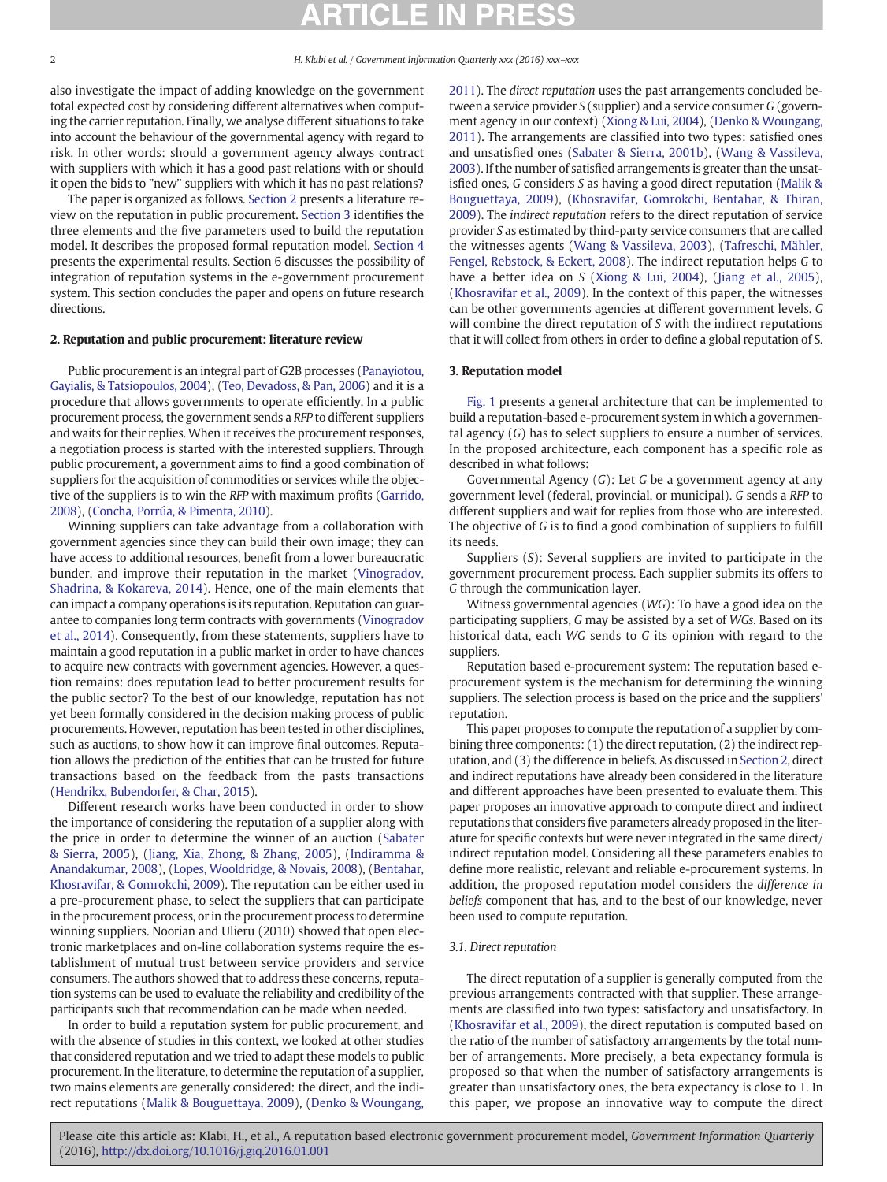also investigate the impact of adding knowledge on the government total expected cost by considering different alternatives when computing the carrier reputation. Finally, we analyse different situations to take into account the behaviour of the governmental agency with regard to risk. In other words: should a government agency always contract with suppliers with which it has a good past relations with or should it open the bids to "new" suppliers with which it has no past relations?

The paper is organized as follows. Section 2 presents a literature review on the reputation in public procurement. Section 3 identifies the three elements and the five parameters used to build the reputation model. It describes the proposed formal reputation model. Section 4 presents the experimental results. Section 6 discusses the possibility of integration of reputation systems in the e-government procurement system. This section concludes the paper and opens on future research directions.

## 2. Reputation and public procurement: literature review

Public procurement is an integral part of G2B processes (Panayiotou, Gayialis, & Tatsiopoulos, 2004), (Teo, Devadoss, & Pan, 2006) and it is a procedure that allows governments to operate efficiently. In a public procurement process, the government sends a *RFP* to different suppliers and waits for their replies. When it receives the procurement responses, a negotiation process is started with the interested suppliers. Through public procurement, a government aims to find a good combination of suppliers for the acquisition of commodities or services while the objective of the suppliers is to win the *RFP* with maximum profits (Garrido, 2008), (Concha, Porrúa, & Pimenta, 2010).

Winning suppliers can take advantage from a collaboration with government agencies since they can build their own image; they can have access to additional resources, benefit from a lower bureaucratic bunder, and improve their reputation in the market (Vinogradov, Shadrina, & Kokareva, 2014). Hence, one of the main elements that can impact a company operations is its reputation. Reputation can guarantee to companies long term contracts with governments (Vinogradov et al., 2014). Consequently, from these statements, suppliers have to maintain a good reputation in a public market in order to have chances to acquire new contracts with government agencies. However, a question remains: does reputation lead to better procurement results for the public sector? To the best of our knowledge, reputation has not yet been formally considered in the decision making process of public procurements. However, reputation has been tested in other disciplines, such as auctions, to show how it can improve final outcomes. Reputation allows the prediction of the entities that can be trusted for future transactions based on the feedback from the pasts transactions (Hendrikx, Bubendorfer, & Char, 2015).

Different research works have been conducted in order to show the importance of considering the reputation of a supplier along with the price in order to determine the winner of an auction (Sabater & Sierra, 2005), (Jiang, Xia, Zhong, & Zhang, 2005), (Indiramma & Anandakumar, 2008), (Lopes, Wooldridge, & Novais, 2008), (Bentahar, Khosravifar, & Gomrokchi, 2009). The reputation can be either used in a pre-procurement phase, to select the suppliers that can participate in the procurement process, or in the procurement process to determine winning suppliers. Noorian and Ulieru (2010) showed that open electronic marketplaces and on-line collaboration systems require the establishment of mutual trust between service providers and service consumers. The authors showed that to address these concerns, reputation systems can be used to evaluate the reliability and credibility of the participants such that recommendation can be made when needed.

In order to build a reputation system for public procurement, and with the absence of studies in this context, we looked at other studies that considered reputation and we tried to adapt these models to public procurement. In the literature, to determine the reputation of a supplier, two mains elements are generally considered: the direct, and the indirect reputations (Malik & Bouguettaya, 2009), (Denko & Woungang, 2011). The *direct reputation* uses the past arrangements concluded between a service provider $S$ (supplier) and a service consumer $G$ (government agency in our context) (Xiong & Lui, 2004), (Denko & Woungang, 2011). The arrangements are classified into two types: satisfied ones and unsatisfied ones (Sabater & Sierra, 2001b), (Wang & Vassileva, 2003). If the number of satisfied arrangements is greater than the unsatisfied ones, $G$ considers $S$ as having a good direct reputation (Malik & Bouguettaya, 2009), (Khosravifar, Gomrokchi, Bentahar, & Thiran, 2009). The *indirect reputation* refers to the direct reputation of service provider $S$ as estimated by third-party service consumers that are called the witnesses agents (Wang & Vassileva, 2003), (Tafreschi, Mähler, Fengel, Rebstock, & Eckert, 2008). The indirect reputation helps $G$ to have a better idea on $S$ (Xiong & Lui, 2004), (Jiang et al., 2005), (Khosravifar et al., 2009). In the context of this paper, the witnesses can be other governments agencies at different government levels. $G$ will combine the direct reputation of $S$ with the indirect reputations that it will collect from others in order to define a global reputation of S.

## 3. Reputation model

Fig. 1 presents a general architecture that can be implemented to build a reputation-based e-procurement system in which a governmental agency ($G$) has to select suppliers to ensure a number of services. In the proposed architecture, each component has a specific role as described in what follows:

Governmental Agency ($G$): Let $G$ be a government agency at any government level (federal, provincial, or municipal). $G$ sends a *RFP* to different suppliers and wait for replies from those who are interested. The objective of $G$ is to find a good combination of suppliers to fulfill its needs.

Suppliers ($S$): Several suppliers are invited to participate in the government procurement process. Each supplier submits its offers to $G$ through the communication layer.

Witness governmental agencies ($WG$): To have a good idea on the participating suppliers, $G$ may be assisted by a set of $WG$s. Based on its historical data, each $WG$ sends to $G$ its opinion with regard to the suppliers.

Reputation based e-procurement system: The reputation based e-procurement system is the mechanism for determining the winning suppliers. The selection process is based on the price and the suppliers' reputation.

This paper proposes to compute the reputation of a supplier by combining three components: (1) the direct reputation, (2) the indirect reputation, and (3) the difference in beliefs. As discussed in Section 2, direct and indirect reputations have already been considered in the literature and different approaches have been presented to evaluate them. This paper proposes an innovative approach to compute direct and indirect reputations that considers five parameters already proposed in the literature for specific contexts but were never integrated in the same direct/indirect reputation model. Considering all these parameters enables to define more realistic, relevant and reliable e-procurement systems. In addition, the proposed reputation model considers the *difference in beliefs* component that has, and to the best of our knowledge, never been used to compute reputation.

### 3.1. Direct reputation

The direct reputation of a supplier is generally computed from the previous arrangements contracted with that supplier. These arrangements are classified into two types: satisfactory and unsatisfactory. In (Khosravifar et al., 2009), the direct reputation is computed based on the ratio of the number of satisfactory arrangements by the total number of arrangements. More precisely, a beta expectancy formula is proposed so that when the number of satisfactory arrangements is greater than unsatisfactory ones, the beta expectancy is close to 1. In this paper, we propose an innovative way to compute the direct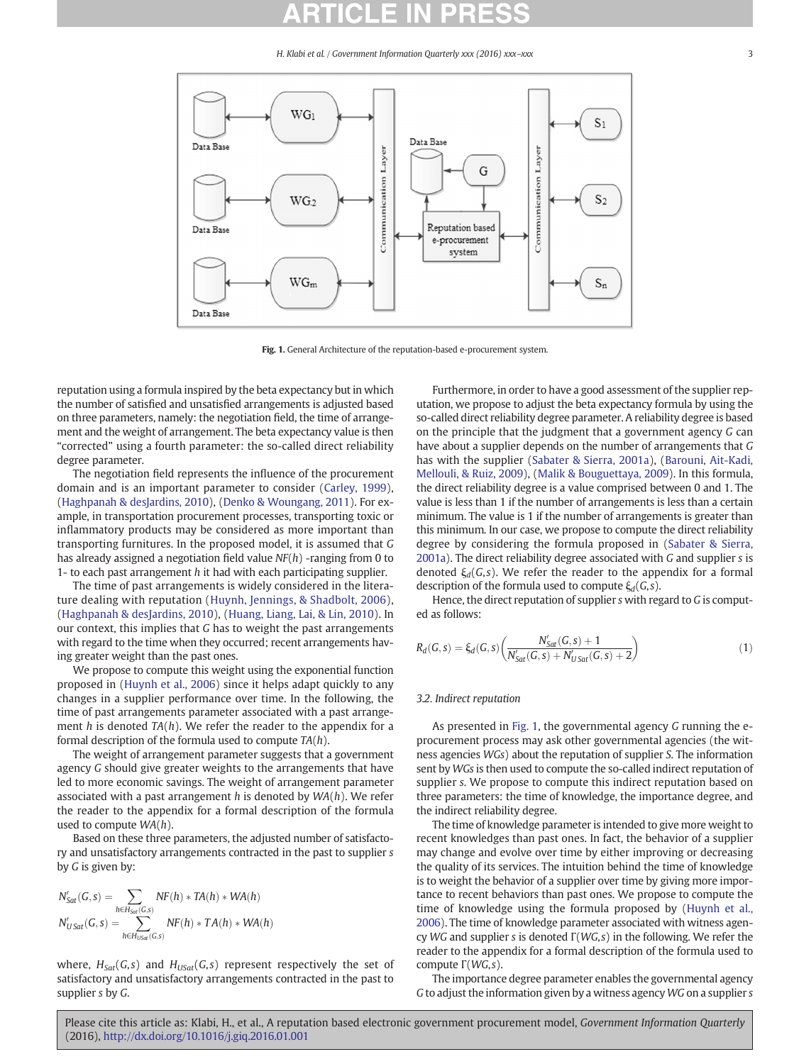Fig. 1. General Architecture of the reputation-based e-procurement system.

reputation using a formula inspired by the beta expectancy but in which the number of satisfied and unsatisfied arrangements is adjusted based on three parameters, namely: the negotiation field, the time of arrangement and the weight of arrangement. The beta expectancy value is then "corrected" using a fourth parameter: the so-called direct reliability degree parameter.

The negotiation field represents the influence of the procurement domain and is an important parameter to consider (Carley, 1999), (Haghpanah & desJardins, 2010), (Denko & Woungang, 2011). For example, in transportation procurement processes, transporting toxic or inflammatory products may be considered as more important than transporting furnitures. In the proposed model, it is assumed that $G$ has already assigned a negotiation field value $NF(h)$ -ranging from 0 to 1- to each past arrangement $h$ it had with each participating supplier.

The time of past arrangements is widely considered in the literature dealing with reputation (Huynh, Jennings, & Shadbolt, 2006), (Haghpanah & desJardins, 2010), (Huang, Liang, Lai, & Lin, 2010). In our context, this implies that $G$ has to weight the past arrangements with regard to the time when they occurred; recent arrangements having greater weight than the past ones.

We propose to compute this weight using the exponential function proposed in (Huynh et al., 2006) since it helps adapt quickly to any changes in a supplier performance over time. In the following, the time of past arrangements parameter associated with a past arrangement $h$ is denoted $TA(h)$. We refer the reader to the appendix for a formal description of the formula used to compute $TA(h)$.

The weight of arrangement parameter suggests that a government agency $G$ should give greater weights to the arrangements that have led to more economic savings. The weight of arrangement parameter associated with a past arrangement $h$ is denoted by $WA(h)$. We refer the reader to the appendix for a formal description of the formula used to compute $WA(h)$.

Based on these three parameters, the adjusted number of satisfactory and unsatisfactory arrangements contracted in the past to supplier $s$ by $G$ is given by:

$$N'_{Sat}(G,s) = \sum_{h \in H_{Sat}(G,s)} NF(h) * TA(h) * WA(h)$$

$$N'_{USat}(G,s) = \sum_{h \in H_{USat}(G,s)} NF(h) * TA(h) * WA(h)$$

where, $H_{Sat}(G,s)$ and $H_{USat}(G,s)$ represent respectively the set of satisfactory and unsatisfactory arrangements contracted in the past to supplier $s$ by $G$.

Furthermore, in order to have a good assessment of the supplier reputation, we propose to adjust the beta expectancy formula by using the so-called direct reliability degree parameter. A reliability degree is based on the principle that the judgment that a government agency $G$ can have about a supplier depends on the number of arrangements that $G$ has with the supplier (Sabater & Sierra, 2001a), (Barouni, Ait-Kadi, Mellouli, & Ruiz, 2009), (Malik & Bouguettaya, 2009). In this formula, the direct reliability degree is a value comprised between 0 and 1. The value is less than 1 if the number of arrangements is less than a certain minimum. The value is 1 if the number of arrangements is greater than this minimum. In our case, we propose to compute the direct reliability degree by considering the formula proposed in (Sabater & Sierra, 2001a). The direct reliability degree associated with $G$ and supplier $s$ is denoted $\xi_d(G,s)$. We refer the reader to the appendix for a formal description of the formula used to compute $\xi_d(G,s)$.

Hence, the direct reputation of supplier $s$ with regard to $G$ is computed as follows:

$$R_d(G,s) = \xi_d(G,s)\left(\frac{N'_{Sat}(G,s) + 1}{N'_{Sat}(G,s) + N'_{USat}(G,s) + 2}\right) \quad (1)$$

### 3.2. Indirect reputation

As presented in Fig. 1, the governmental agency $G$ running the e-procurement process may ask other governmental agencies (the witness agencies $WGs$) about the reputation of supplier $S$. The information sent by $WGs$ is then used to compute the so-called indirect reputation of supplier $s$. We propose to compute this indirect reputation based on three parameters: the time of knowledge, the importance degree, and the indirect reliability degree.

The time of knowledge parameter is intended to give more weight to recent knowledges than past ones. In fact, the behavior of a supplier may change and evolve over time by either improving or decreasing the quality of its services. The intuition behind the time of knowledge is to weight the behavior of a supplier over time by giving more importance to recent behaviors than past ones. We propose to compute the time of knowledge using the formula proposed by (Huynh et al., 2006). The time of knowledge parameter associated with witness agency $WG$ and supplier $s$ is denoted $\Gamma(WG,s)$ in the following. We refer the reader to the appendix for a formal description of the formula used to compute $\Gamma(WG,s)$.

The importance degree parameter enables the governmental agency $G$ to adjust the information given by a witness agency $WG$ on a supplier $s$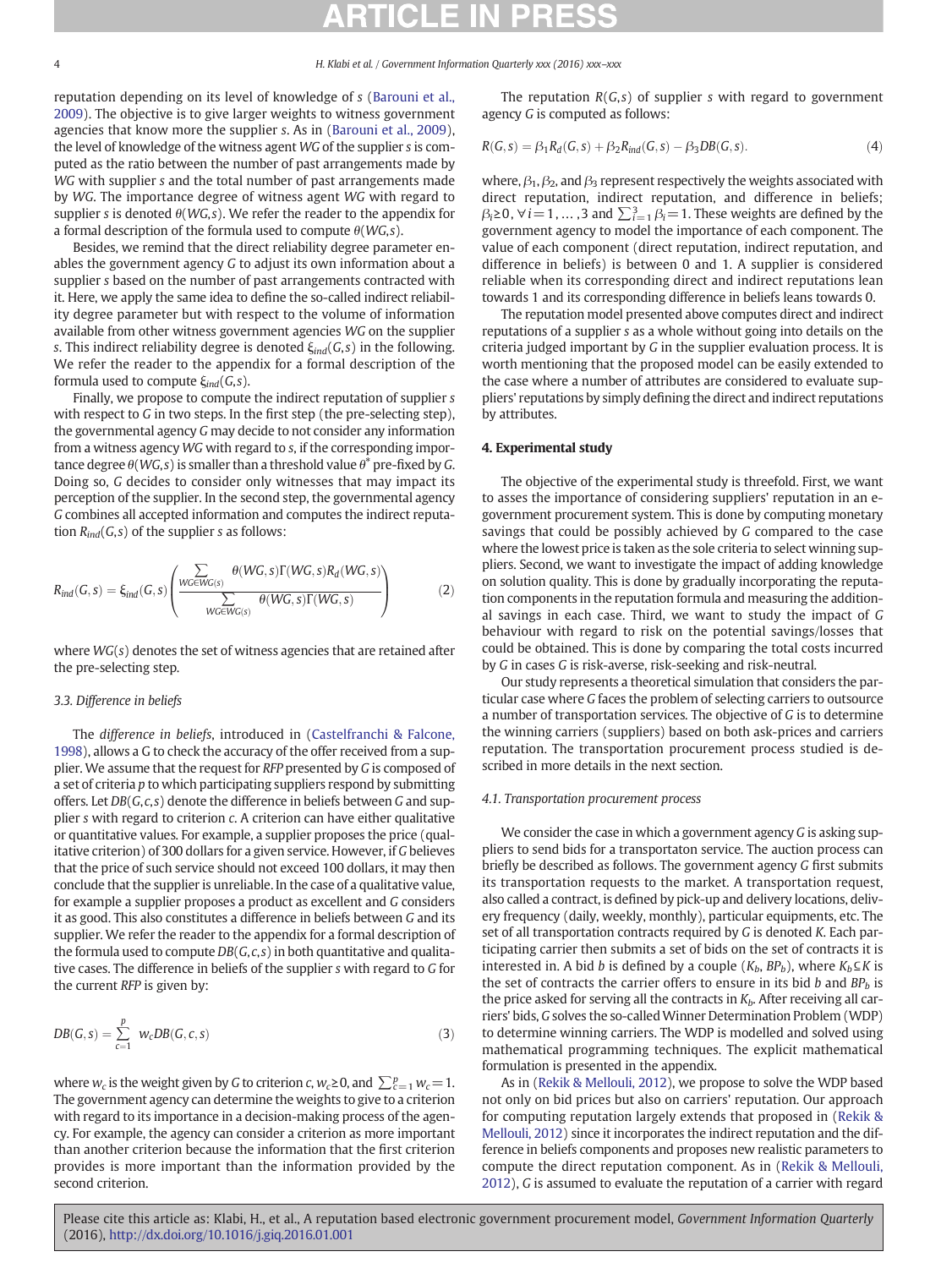reputation depending on its level of knowledge of $s$ (Barouni et al., 2009). The objective is to give larger weights to witness government agencies that know more the supplier $s$. As in (Barouni et al., 2009), the level of knowledge of the witness agent $WG$ of the supplier $s$ is computed as the ratio between the number of past arrangements made by $WG$ with supplier $s$ and the total number of past arrangements made by $WG$. The importance degree of witness agent $WG$ with regard to supplier $s$ is denoted $\theta(WG,s)$. We refer the reader to the appendix for a formal description of the formula used to compute $\theta(WG,s)$.

Besides, we remind that the direct reliability degree parameter enables the government agency $G$ to adjust its own information about a supplier $s$ based on the number of past arrangements contracted with it. Here, we apply the same idea to define the so-called indirect reliability degree parameter but with respect to the volume of information available from other witness government agencies $WG$ on the supplier $s$. This indirect reliability degree is denoted $\xi_{ind}(G,s)$ in the following. We refer the reader to the appendix for a formal description of the formula used to compute $\xi_{ind}(G,s)$.

Finally, we propose to compute the indirect reputation of supplier $s$ with respect to $G$ in two steps. In the first step (the pre-selecting step), the governmental agency $G$ may decide to not consider any information from a witness agency $WG$ with regard to $s$, if the corresponding importance degree $\theta(WG,s)$ is smaller than a threshold value $\theta^*$ pre-fixed by $G$. Doing so, $G$ decides to consider only witnesses that may impact its perception of the supplier. In the second step, the governmental agency $G$ combines all accepted information and computes the indirect reputation $R_{ind}(G,s)$ of the supplier $s$ as follows:

$$R_{ind}(G,s) = \xi_{ind}(G,s)\left(\frac{\sum_{WG\in WG(s)} \theta(WG,s)\Gamma(WG,s)R_d(WG,s)}{\sum_{WG\in WG(s)} \theta(WG,s)\Gamma(WG,s)}\right) \tag{2}$$

where $WG(s)$ denotes the set of witness agencies that are retained after the pre-selecting step.

### 3.3. Difference in beliefs

The *difference in beliefs*, introduced in (Castelfranchi & Falcone, 1998), allows a G to check the accuracy of the offer received from a supplier. We assume that the request for $RFP$ presented by $G$ is composed of a set of criteria $p$ to which participating suppliers respond by submitting offers. Let $DB(G,c,s)$ denote the difference in beliefs between $G$ and supplier $s$ with regard to criterion $c$. A criterion can have either qualitative or quantitative values. For example, a supplier proposes the price (qualitative criterion) of 300 dollars for a given service. However, if $G$ believes that the price of such service should not exceed 100 dollars, it may then conclude that the supplier is unreliable. In the case of a qualitative value, for example a supplier proposes a product as excellent and $G$ considers it as good. This also constitutes a difference in beliefs between $G$ and its supplier. We refer the reader to the appendix for a formal description of the formula used to compute $DB(G,c,s)$ in both quantitative and qualitative cases. The difference in beliefs of the supplier $s$ with regard to $G$ for the current $RFP$ is given by:

$$DB(G,s) = \sum_{c=1}^{p} w_c DB(G,c,s) \tag{3}$$

where $w_c$ is the weight given by $G$ to criterion $c$, $w_c \geq 0$, and $\sum_{c=1}^{p} w_c = 1$. The government agency can determine the weights to give to a criterion with regard to its importance in a decision-making process of the agency. For example, the agency can consider a criterion as more important than another criterion because the information that the first criterion provides is more important than the information provided by the second criterion.

The reputation $R(G,s)$ of supplier $s$ with regard to government agency $G$ is computed as follows:

$$R(G,s) = \beta_1 R_d(G,s) + \beta_2 R_{ind}(G,s) - \beta_3 DB(G,s). \tag{4}$$

where, $\beta_1, \beta_2$, and $\beta_3$ represent respectively the weights associated with direct reputation, indirect reputation, and difference in beliefs; $\beta_i \geq 0, \forall i = 1, \ldots, 3$ and $\sum_{i=1}^{3} \beta_i = 1$. These weights are defined by the government agency to model the importance of each component. The value of each component (direct reputation, indirect reputation, and difference in beliefs) is between 0 and 1. A supplier is considered reliable when its corresponding direct and indirect reputations lean towards 1 and its corresponding difference in beliefs leans towards 0.

The reputation model presented above computes direct and indirect reputations of a supplier $s$ as a whole without going into details on the criteria judged important by $G$ in the supplier evaluation process. It is worth mentioning that the proposed model can be easily extended to the case where a number of attributes are considered to evaluate suppliers' reputations by simply defining the direct and indirect reputations by attributes.

## 4. Experimental study

The objective of the experimental study is threefold. First, we want to asses the importance of considering suppliers' reputation in an e-government procurement system. This is done by computing monetary savings that could be possibly achieved by $G$ compared to the case where the lowest price is taken as the sole criteria to select winning suppliers. Second, we want to investigate the impact of adding knowledge on solution quality. This is done by gradually incorporating the reputation components in the reputation formula and measuring the additional savings in each case. Third, we want to study the impact of $G$ behaviour with regard to risk on the potential savings/losses that could be obtained. This is done by comparing the total costs incurred by $G$ in cases $G$ is risk-averse, risk-seeking and risk-neutral.

Our study represents a theoretical simulation that considers the particular case where $G$ faces the problem of selecting carriers to outsource a number of transportation services. The objective of $G$ is to determine the winning carriers (suppliers) based on both ask-prices and carriers reputation. The transportation procurement process studied is described in more details in the next section.

### 4.1. Transportation procurement process

We consider the case in which a government agency $G$ is asking suppliers to send bids for a transportaton service. The auction process can briefly be described as follows. The government agency $G$ first submits its transportation requests to the market. A transportation request, also called a contract, is defined by pick-up and delivery locations, delivery frequency (daily, weekly, monthly), particular equipments, etc. The set of all transportation contracts required by $G$ is denoted $K$. Each participating carrier then submits a set of bids on the set of contracts it is interested in. A bid $b$ is defined by a couple ($K_b$, $BP_b$), where $K_b \subseteq K$ is the set of contracts the carrier offers to ensure in its bid $b$ and $BP_b$ is the price asked for serving all the contracts in $K_b$. After receiving all carriers' bids, $G$ solves the so-called Winner Determination Problem (WDP) to determine winning carriers. The WDP is modelled and solved using mathematical programming techniques. The explicit mathematical formulation is presented in the appendix.

As in (Rekik & Mellouli, 2012), we propose to solve the WDP based not only on bid prices but also on carriers' reputation. Our approach for computing reputation largely extends that proposed in (Rekik & Mellouli, 2012) since it incorporates the indirect reputation and the difference in beliefs components and proposes new realistic parameters to compute the direct reputation component. As in (Rekik & Mellouli, 2012), $G$ is assumed to evaluate the reputation of a carrier with regard

Please cite this article as: Klabi, H., et al., A reputation based electronic government procurement model, *Government Information Quarterly* (2016), http://dx.doi.org/10.1016/j.giq.2016.01.001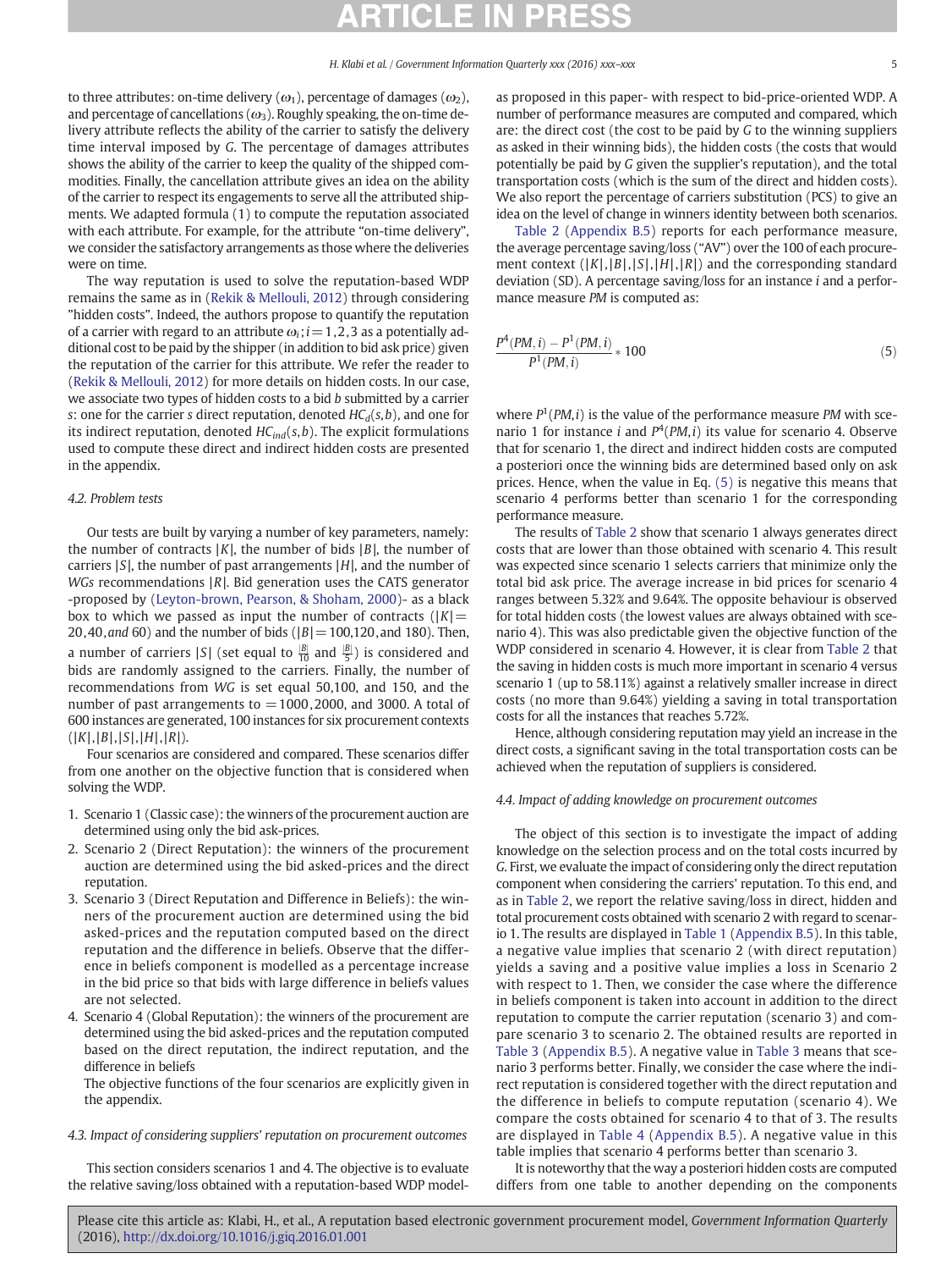to three attributes: on-time delivery ($\omega_1$), percentage of damages ($\omega_2$), and percentage of cancellations ($\omega_3$). Roughly speaking, the on-time delivery attribute reflects the ability of the carrier to satisfy the delivery time interval imposed by $G$. The percentage of damages attributes shows the ability of the carrier to keep the quality of the shipped commodities. Finally, the cancellation attribute gives an idea on the ability of the carrier to respect its engagements to serve all the attributed shipments. We adapted formula (1) to compute the reputation associated with each attribute. For example, for the attribute "on-time delivery", we consider the satisfactory arrangements as those where the deliveries were on time.

The way reputation is used to solve the reputation-based WDP remains the same as in (Rekik & Mellouli, 2012) through considering "hidden costs". Indeed, the authors propose to quantify the reputation of a carrier with regard to an attribute $\omega_i; i = 1,2,3$ as a potentially additional cost to be paid by the shipper (in addition to bid ask price) given the reputation of the carrier for this attribute. We refer the reader to (Rekik & Mellouli, 2012) for more details on hidden costs. In our case, we associate two types of hidden costs to a bid $b$ submitted by a carrier $s$: one for the carrier $s$ direct reputation, denoted $HC_d(s,b)$, and one for its indirect reputation, denoted $HC_{ind}(s,b)$. The explicit formulations used to compute these direct and indirect hidden costs are presented in the appendix.

### 4.2. Problem tests

Our tests are built by varying a number of key parameters, namely: the number of contracts $|K|$, the number of bids $|B|$, the number of carriers $|S|$, the number of past arrangements $|H|$, and the number of *WGs* recommendations $|R|$. Bid generation uses the CATS generator -proposed by (Leyton-brown, Pearson, & Shoham, 2000)- as a black box to which we passed as input the number of contracts ($|K| = 20, 40, and\ 60$) and the number of bids ($|B| = 100, 120, \text{and}\ 180$). Then, a number of carriers $|S|$ (set equal to $\frac{|B|}{10}$ and $\frac{|B|}{5}$) is considered and bids are randomly assigned to the carriers. Finally, the number of recommendations from $WG$ is set equal 50,100, and 150, and the number of past arrangements to $= 1000, 2000$, and 3000. A total of 600 instances are generated, 100 instances for six procurement contexts ($|K|, |B|, |S|, |H|, |R|$).

Four scenarios are considered and compared. These scenarios differ from one another on the objective function that is considered when solving the WDP.

1. Scenario 1 (Classic case): the winners of the procurement auction are determined using only the bid ask-prices.
2. Scenario 2 (Direct Reputation): the winners of the procurement auction are determined using the bid asked-prices and the direct reputation.
3. Scenario 3 (Direct Reputation and Difference in Beliefs): the winners of the procurement auction are determined using the bid asked-prices and the reputation computed based on the direct reputation and the difference in beliefs. Observe that the difference in beliefs component is modelled as a percentage increase in the bid price so that bids with large difference in beliefs values are not selected.
4. Scenario 4 (Global Reputation): the winners of the procurement are determined using the bid asked-prices and the reputation computed based on the direct reputation, the indirect reputation, and the difference in beliefs

   The objective functions of the four scenarios are explicitly given in the appendix.

### 4.3. Impact of considering suppliers' reputation on procurement outcomes

This section considers scenarios 1 and 4. The objective is to evaluate the relative saving/loss obtained with a reputation-based WDP model- as proposed in this paper- with respect to bid-price-oriented WDP. A number of performance measures are computed and compared, which are: the direct cost (the cost to be paid by $G$ to the winning suppliers as asked in their winning bids), the hidden costs (the costs that would potentially be paid by $G$ given the supplier's reputation), and the total transportation costs (which is the sum of the direct and hidden costs). We also report the percentage of carriers substitution (PCS) to give an idea on the level of change in winners identity between both scenarios.

Table 2 (Appendix B.5) reports for each performance measure, the average percentage saving/loss ("AV") over the 100 of each procurement context ($|K|, |B|, |S|, |H|, |R|$) and the corresponding standard deviation (SD). A percentage saving/loss for an instance $i$ and a performance measure $PM$ is computed as:

$$\frac{P^4(PM,i) - P^1(PM,i)}{P^1(PM,i)} * 100 \tag{5}$$

where $P^1(PM,i)$ is the value of the performance measure $PM$ with scenario 1 for instance $i$ and $P^4(PM,i)$ its value for scenario 4. Observe that for scenario 1, the direct and indirect hidden costs are computed a posteriori once the winning bids are determined based only on ask prices. Hence, when the value in Eq. (5) is negative this means that scenario 4 performs better than scenario 1 for the corresponding performance measure.

The results of Table 2 show that scenario 1 always generates direct costs that are lower than those obtained with scenario 4. This result was expected since scenario 1 selects carriers that minimize only the total bid ask price. The average increase in bid prices for scenario 4 ranges between 5.32% and 9.64%. The opposite behaviour is observed for total hidden costs (the lowest values are always obtained with scenario 4). This was also predictable given the objective function of the WDP considered in scenario 4. However, it is clear from Table 2 that the saving in hidden costs is much more important in scenario 4 versus scenario 1 (up to 58.11%) against a relatively smaller increase in direct costs (no more than 9.64%) yielding a saving in total transportation costs for all the instances that reaches 5.72%.

Hence, although considering reputation may yield an increase in the direct costs, a significant saving in the total transportation costs can be achieved when the reputation of suppliers is considered.

### 4.4. Impact of adding knowledge on procurement outcomes

The object of this section is to investigate the impact of adding knowledge on the selection process and on the total costs incurred by $G$. First, we evaluate the impact of considering only the direct reputation component when considering the carriers' reputation. To this end, and as in Table 2, we report the relative saving/loss in direct, hidden and total procurement costs obtained with scenario 2 with regard to scenario 1. The results are displayed in Table 1 (Appendix B.5). In this table, a negative value implies that scenario 2 (with direct reputation) yields a saving and a positive value implies a loss in Scenario 2 with respect to 1. Then, we consider the case where the difference in beliefs component is taken into account in addition to the direct reputation to compute the carrier reputation (scenario 3) and compare scenario 3 to scenario 2. The obtained results are reported in Table 3 (Appendix B.5). A negative value in Table 3 means that scenario 3 performs better. Finally, we consider the case where the indirect reputation is considered together with the direct reputation and the difference in beliefs to compute reputation (scenario 4). We compare the costs obtained for scenario 4 to that of 3. The results are displayed in Table 4 (Appendix B.5). A negative value in this table implies that scenario 4 performs better than scenario 3.

It is noteworthy that the way a posteriori hidden costs are computed differs from one table to another depending on the components

Please cite this article as: Klabi, H., et al., A reputation based electronic government procurement model, *Government Information Quarterly* (2016), http://dx.doi.org/10.1016/j.giq.2016.01.001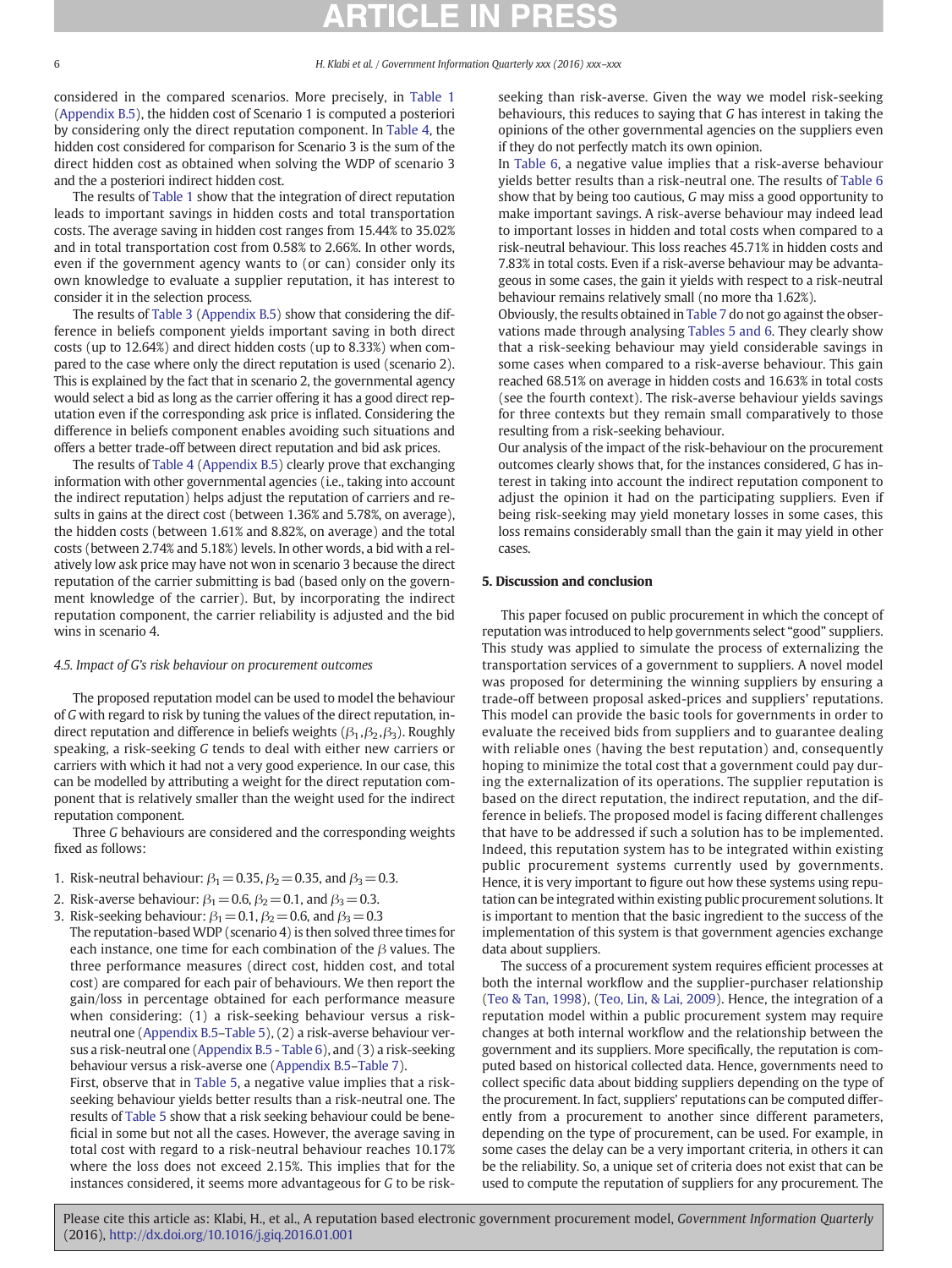considered in the compared scenarios. More precisely, in Table 1 (Appendix B.5), the hidden cost of Scenario 1 is computed a posteriori by considering only the direct reputation component. In Table 4, the hidden cost considered for comparison for Scenario 3 is the sum of the direct hidden cost as obtained when solving the WDP of scenario 3 and the a posteriori indirect hidden cost.

The results of Table 1 show that the integration of direct reputation leads to important savings in hidden costs and total transportation costs. The average saving in hidden cost ranges from 15.44% to 35.02% and in total transportation cost from 0.58% to 2.66%. In other words, even if the government agency wants to (or can) consider only its own knowledge to evaluate a supplier reputation, it has interest to consider it in the selection process.

The results of Table 3 (Appendix B.5) show that considering the difference in beliefs component yields important saving in both direct costs (up to 12.64%) and direct hidden costs (up to 8.33%) when compared to the case where only the direct reputation is used (scenario 2). This is explained by the fact that in scenario 2, the governmental agency would select a bid as long as the carrier offering it has a good direct reputation even if the corresponding ask price is inflated. Considering the difference in beliefs component enables avoiding such situations and offers a better trade-off between direct reputation and bid ask prices.

The results of Table 4 (Appendix B.5) clearly prove that exchanging information with other governmental agencies (i.e., taking into account the indirect reputation) helps adjust the reputation of carriers and results in gains at the direct cost (between 1.36% and 5.78%, on average), the hidden costs (between 1.61% and 8.82%, on average) and the total costs (between 2.74% and 5.18%) levels. In other words, a bid with a relatively low ask price may have not won in scenario 3 because the direct reputation of the carrier submitting is bad (based only on the government knowledge of the carrier). But, by incorporating the indirect reputation component, the carrier reliability is adjusted and the bid wins in scenario 4.

### 4.5. Impact of G's risk behaviour on procurement outcomes

The proposed reputation model can be used to model the behaviour of $G$ with regard to risk by tuning the values of the direct reputation, indirect reputation and difference in beliefs weights ($\beta_1$,$\beta_2$,$\beta_3$). Roughly speaking, a risk-seeking $G$ tends to deal with either new carriers or carriers with which it had not a very good experience. In our case, this can be modelled by attributing a weight for the direct reputation component that is relatively smaller than the weight used for the indirect reputation component.

Three $G$ behaviours are considered and the corresponding weights fixed as follows:

1. Risk-neutral behaviour: $\beta_1 = 0.35$, $\beta_2 = 0.35$, and $\beta_3 = 0.3$.
2. Risk-averse behaviour: $\beta_1 = 0.6$, $\beta_2 = 0.1$, and $\beta_3 = 0.3$.
3. Risk-seeking behaviour: $\beta_1 = 0.1$, $\beta_2 = 0.6$, and $\beta_3 = 0.3$

The reputation-based WDP (scenario 4) is then solved three times for each instance, one time for each combination of the $\beta$ values. The three performance measures (direct cost, hidden cost, and total cost) are compared for each pair of behaviours. We then report the gain/loss in percentage obtained for each performance measure when considering: (1) a risk-seeking behaviour versus a risk-neutral one (Appendix B.5–Table 5), (2) a risk-averse behaviour versus a risk-neutral one (Appendix B.5 - Table 6), and (3) a risk-seeking behaviour versus a risk-averse one (Appendix B.5–Table 7).

First, observe that in Table 5, a negative value implies that a risk-seeking behaviour yields better results than a risk-neutral one. The results of Table 5 show that a risk seeking behaviour could be beneficial in some but not all the cases. However, the average saving in total cost with regard to a risk-neutral behaviour reaches 10.17% where the loss does not exceed 2.15%. This implies that for the instances considered, it seems more advantageous for $G$ to be risk-seeking than risk-averse. Given the way we model risk-seeking behaviours, this reduces to saying that $G$ has interest in taking the opinions of the other governmental agencies on the suppliers even if they do not perfectly match its own opinion.

In Table 6, a negative value implies that a risk-averse behaviour yields better results than a risk-neutral one. The results of Table 6 show that by being too cautious, $G$ may miss a good opportunity to make important savings. A risk-averse behaviour may indeed lead to important losses in hidden and total costs when compared to a risk-neutral behaviour. This loss reaches 45.71% in hidden costs and 7.83% in total costs. Even if a risk-averse behaviour may be advantageous in some cases, the gain it yields with respect to a risk-neutral behaviour remains relatively small (no more tha 1.62%).

Obviously, the results obtained in Table 7 do not go against the observations made through analysing Tables 5 and 6. They clearly show that a risk-seeking behaviour may yield considerable savings in some cases when compared to a risk-averse behaviour. This gain reached 68.51% on average in hidden costs and 16.63% in total costs (see the fourth context). The risk-averse behaviour yields savings for three contexts but they remain small comparatively to those resulting from a risk-seeking behaviour.

Our analysis of the impact of the risk-behaviour on the procurement outcomes clearly shows that, for the instances considered, $G$ has interest in taking into account the indirect reputation component to adjust the opinion it had on the participating suppliers. Even if being risk-seeking may yield monetary losses in some cases, this loss remains considerably small than the gain it may yield in other cases.

## 5. Discussion and conclusion

This paper focused on public procurement in which the concept of reputation was introduced to help governments select "good" suppliers. This study was applied to simulate the process of externalizing the transportation services of a government to suppliers. A novel model was proposed for determining the winning suppliers by ensuring a trade-off between proposal asked-prices and suppliers' reputations. This model can provide the basic tools for governments in order to evaluate the received bids from suppliers and to guarantee dealing with reliable ones (having the best reputation) and, consequently hoping to minimize the total cost that a government could pay during the externalization of its operations. The supplier reputation is based on the direct reputation, the indirect reputation, and the difference in beliefs. The proposed model is facing different challenges that have to be addressed if such a solution has to be implemented. Indeed, this reputation system has to be integrated within existing public procurement systems currently used by governments. Hence, it is very important to figure out how these systems using reputation can be integrated within existing public procurement solutions. It is important to mention that the basic ingredient to the success of the implementation of this system is that government agencies exchange data about suppliers.

The success of a procurement system requires efficient processes at both the internal workflow and the supplier-purchaser relationship (Teo & Tan, 1998), (Teo, Lin, & Lai, 2009). Hence, the integration of a reputation model within a public procurement system may require changes at both internal workflow and the relationship between the government and its suppliers. More specifically, the reputation is computed based on historical collected data. Hence, governments need to collect specific data about bidding suppliers depending on the type of the procurement. In fact, suppliers' reputations can be computed differently from a procurement to another since different parameters, depending on the type of procurement, can be used. For example, in some cases the delay can be a very important criteria, in others it can be the reliability. So, a unique set of criteria does not exist that can be used to compute the reputation of suppliers for any procurement. The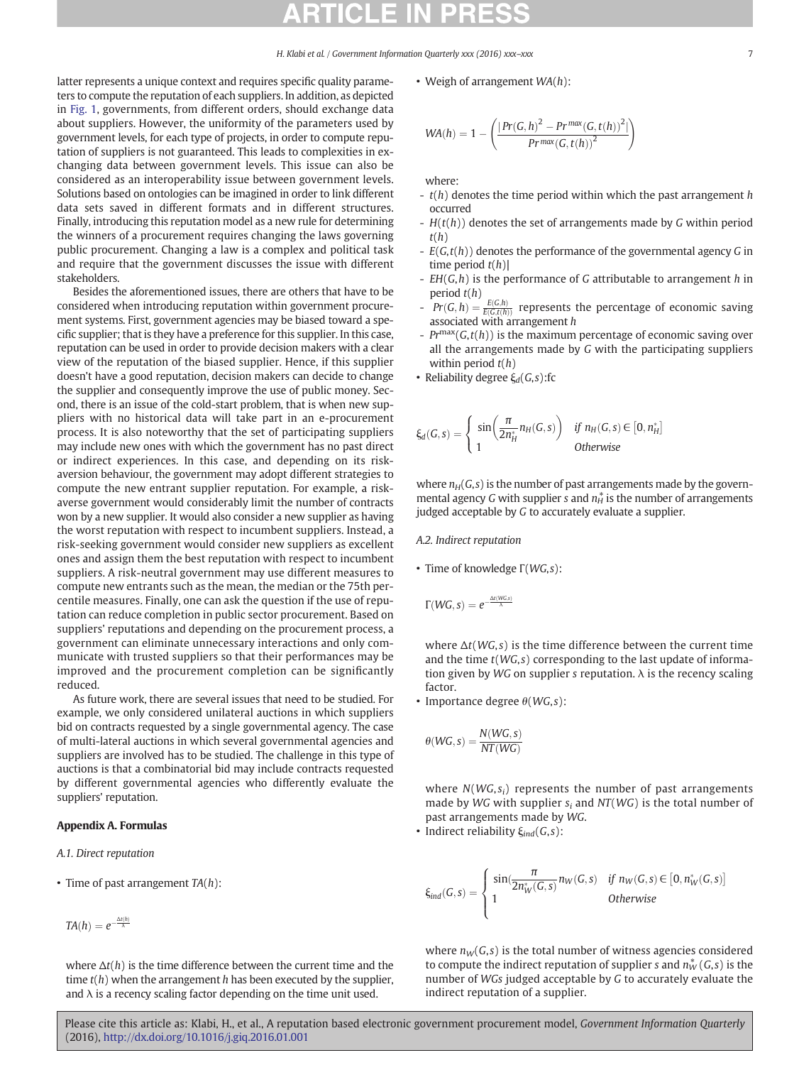latter represents a unique context and requires specific quality parameters to compute the reputation of each suppliers. In addition, as depicted in Fig. 1, governments, from different orders, should exchange data about suppliers. However, the uniformity of the parameters used by government levels, for each type of projects, in order to compute reputation of suppliers is not guaranteed. This leads to complexities in exchanging data between government levels. This issue can also be considered as an interoperability issue between government levels. Solutions based on ontologies can be imagined in order to link different data sets saved in different formats and in different structures. Finally, introducing this reputation model as a new rule for determining the winners of a procurement requires changing the laws governing public procurement. Changing a law is a complex and political task and require that the government discusses the issue with different stakeholders.

Besides the aforementioned issues, there are others that have to be considered when introducing reputation within government procurement systems. First, government agencies may be biased toward a specific supplier; that is they have a preference for this supplier. In this case, reputation can be used in order to provide decision makers with a clear view of the reputation of the biased supplier. Hence, if this supplier doesn't have a good reputation, decision makers can decide to change the supplier and consequently improve the use of public money. Second, there is an issue of the cold-start problem, that is when new suppliers with no historical data will take part in an e-procurement process. It is also noteworthy that the set of participating suppliers may include new ones with which the government has no past direct or indirect experiences. In this case, and depending on its risk-aversion behaviour, the government may adopt different strategies to compute the new entrant supplier reputation. For example, a risk-averse government would considerably limit the number of contracts won by a new supplier. It would also consider a new supplier as having the worst reputation with respect to incumbent suppliers. Instead, a risk-seeking government would consider new suppliers as excellent ones and assign them the best reputation with respect to incumbent suppliers. A risk-neutral government may use different measures to compute new entrants such as the mean, the median or the 75th percentile measures. Finally, one can ask the question if the use of reputation can reduce completion in public sector procurement. Based on suppliers' reputations and depending on the procurement process, a government can eliminate unnecessary interactions and only communicate with trusted suppliers so that their performances may be improved and the procurement completion can be significantly reduced.

As future work, there are several issues that need to be studied. For example, we only considered unilateral auctions in which suppliers bid on contracts requested by a single governmental agency. The case of multi-lateral auctions in which several governmental agencies and suppliers are involved has to be studied. The challenge in this type of auctions is that a combinatorial bid may include contracts requested by different governmental agencies who differently evaluate the suppliers' reputation.

## Appendix A. Formulas

### A.1. Direct reputation

- Time of past arrangement $TA(h)$:

$$TA(h) = e^{-\frac{\Delta t(h)}{\lambda}}$$

where $\Delta t(h)$ is the time difference between the current time and the time $t(h)$ when the arrangement $h$ has been executed by the supplier, and $\lambda$ is a recency scaling factor depending on the time unit used.

- Weigh of arrangement $WA(h)$:

$$WA(h) = 1 - \left( \frac{|Pr(G,h)^2 - Pr^{max}(G,t(h))^2|}{Pr^{max}(G,t(h))^2} \right)$$

where:
- $t(h)$ denotes the time period within which the past arrangement $h$ occurred
- $H(t(h))$ denotes the set of arrangements made by $G$ within period $t(h)$
- $E(G,t(h))$ denotes the performance of the governmental agency $G$ in time period $t(h)$|
- $EH(G,h)$ is the performance of $G$ attributable to arrangement $h$ in period $t(h)$
- $Pr(G,h) = \frac{E(G,h)}{E(G,t(h))}$ represents the percentage of economic saving associated with arrangement $h$
- $Pr^{max}(G,t(h))$ is the maximum percentage of economic saving over all the arrangements made by $G$ with the participating suppliers within period $t(h)$

- Reliability degree $\xi_d(G,s)$:fc

$$\xi_d(G,s) = \begin{cases} \sin\left(\frac{\pi}{2n_H^*} n_H(G,s)\right) & \text{if } n_H(G,s) \in [0, n_H^*] \\ 1 & \text{Otherwise} \end{cases}$$

where $n_H(G,s)$ is the number of past arrangements made by the governmental agency $G$ with supplier $s$ and $n_H^*$ is the number of arrangements judged acceptable by $G$ to accurately evaluate a supplier.

### A.2. Indirect reputation

- Time of knowledge $\Gamma(WG,s)$:

$$\Gamma(WG,s) = e^{-\frac{\Delta t(WG,s)}{\lambda}}$$

where $\Delta t(WG,s)$ is the time difference between the current time and the time $t(WG,s)$ corresponding to the last update of information given by $WG$ on supplier $s$ reputation. $\lambda$ is the recency scaling factor.

- Importance degree $\theta(WG,s)$:

$$\theta(WG,s) = \frac{N(WG,s)}{NT(WG)}$$

where $N(WG,s_i)$ represents the number of past arrangements made by $WG$ with supplier $s_i$ and $NT(WG)$ is the total number of past arrangements made by $WG$.

- Indirect reliability $\xi_{ind}(G,s)$:

$$\xi_{ind}(G,s) = \begin{cases} \sin\left(\frac{\pi}{2n_W^*(G,s)} n_W(G,s)\right) & \text{if } n_W(G,s) \in [0, n_W^*(G,s)] \\ 1 & \text{Otherwise} \end{cases}$$

where $n_W(G,s)$ is the total number of witness agencies considered to compute the indirect reputation of supplier $s$ and $n_W^*(G,s)$ is the number of $WG$s judged acceptable by $G$ to accurately evaluate the indirect reputation of a supplier.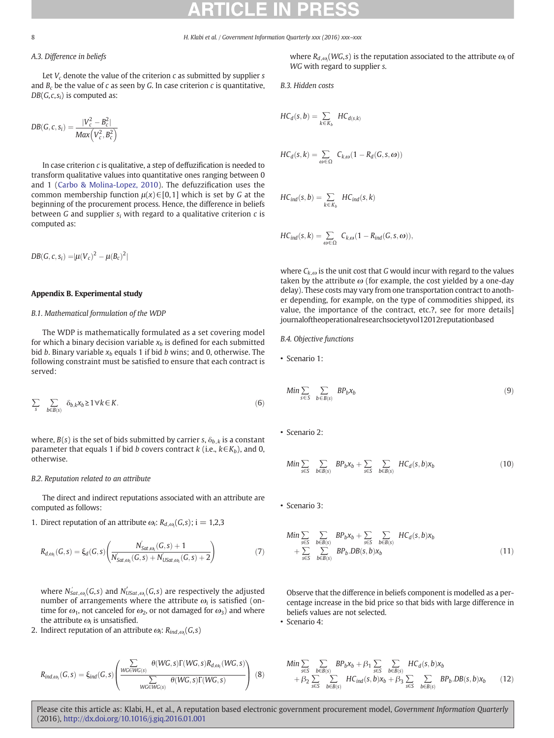### A.3. Difference in beliefs

Let $V_c$ denote the value of the criterion $c$ as submitted by supplier $s$ and $B_c$ be the value of $c$ as seen by $G$. In case criterion $c$ is quantitative, $DB(G,c,s_i)$ is computed as:

$$DB(G,c,s_i) = \frac{|V_c^2 - B_c^2|}{Max\left(V_c^2, B_c^2\right)}$$

In case criterion $c$ is qualitative, a step of deffuzification is needed to transform qualitative values into quantitative ones ranging between 0 and 1 (Carbo & Molina-Lopez, 2010). The defuzzification uses the common membership function $\mu(x) \in [0,1]$ which is set by $G$ at the beginning of the procurement process. Hence, the difference in beliefs between $G$ and supplier $s_i$ with regard to a qualitative criterion $c$ is computed as:

$$DB(G,c,s_i) = |\mu(V_c)^2 - \mu(B_c)^2|$$

## Appendix B. Experimental study

### B.1. Mathematical formulation of the WDP

The WDP is mathematically formulated as a set covering model for which a binary decision variable $x_b$ is defined for each submitted bid $b$. Binary variable $x_b$ equals 1 if bid $b$ wins; and 0, otherwise. The following constraint must be satisfied to ensure that each contract is served:

$$\sum_{s} \sum_{b \in B(s)} \delta_{b,k} x_b \geq 1 \, \forall k \in K. \tag{6}$$

where, $B(s)$ is the set of bids submitted by carrier $s$, $\delta_{b,k}$ is a constant parameter that equals 1 if bid $b$ covers contract $k$ (i.e., $k \in K_b$), and 0, otherwise.

### B.2. Reputation related to an attribute

The direct and indirect reputations associated with an attribute are computed as follows:

1. Direct reputation of an attribute $\omega_i$: $R_{d,\omega_i}(G,s)$; i = 1,2,3

$$R_{d,\omega_i}(G,s) = \xi_d(G,s)\left(\frac{N'_{Sat,\omega_i}(G,s) + 1}{N'_{Sat,\omega_i}(G,s) + N'_{USat,\omega_i}(G,s) + 2}\right) \tag{7}$$

where $N'_{Sat,\omega_i}(G,s)$ and $N'_{USat,\omega_i}(G,s)$ are respectively the adjusted number of arrangements where the attribute $\omega_i$ is satisfied (on-time for $\omega_1$, not canceled for $\omega_2$, or not damaged for $\omega_3$) and where the attribute $\omega_i$ is unsatisfied.

2. Indirect reputation of an attribute $\omega_i$: $R_{ind,\omega_i}(G,s)$

$$R_{ind,\omega_i}(G,s) = \xi_{ind}(G,s)\left(\frac{\sum_{WG \in WG(s)} \theta(WG,s)\Gamma(WG,s)R_{d,\omega_i}(WG,s)}{\sum_{WG \in WG(s)} \theta(WG,s)\Gamma(WG,s)}\right) \tag{8}$$

where $R_{d,\omega_i}(WG,s)$ is the reputation associated to the attribute $\omega_i$ of $WG$ with regard to supplier $s$.

### B.3. Hidden costs

$$HC_d(s,b) = \sum_{k \in K_b} HC_{d(s,k)}$$

$$HC_d(s,k) = \sum_{\omega \in \Omega} C_{k,\omega}(1 - R_d(G,s,\boldsymbol{\omega}))$$

$$HC_{ind}(s,b) = \sum_{k \in K_b} HC_{ind}(s,k)$$

$$HC_{ind}(s,k) = \sum_{\omega \in \Omega} C_{k,\omega}(1 - R_{ind}(G,s,\boldsymbol{\omega})),$$

where $C_{k,\omega}$ is the unit cost that $G$ would incur with regard to the values taken by the attribute $\omega$ (for example, the cost yielded by a one-day delay). These costs may vary from one transportation contract to another depending, for example, on the type of commodities shipped, its value, the importance of the contract, etc.?, see for more details] journaloftheoperationalresearchsocietyvol12012reputationbased

### B.4. Objective functions

- Scenario 1:

$$Min \sum_{s \in S} \sum_{b \in B(s)} BP_b x_b \tag{9}$$

- Scenario 2:

$$Min \sum_{s \in S} \sum_{b \in B(s)} BP_b x_b + \sum_{s \in S} \sum_{b \in B(s)} HC_d(s,b) x_b \tag{10}$$

- Scenario 3:

$$Min \sum_{s \in S} \sum_{b \in B(s)} BP_b x_b + \sum_{s \in S} \sum_{b \in B(s)} HC_d(s,b) x_b + \sum_{s \in S} \sum_{b \in B(s)} BP_b . DB(s,b) x_b \tag{11}$$

Observe that the difference in beliefs component is modelled as a percentage increase in the bid price so that bids with large difference in beliefs values are not selected.

- Scenario 4:

$$Min \sum_{s \in S} \sum_{b \in B(s)} BP_b x_b + \beta_1 \sum_{s \in S} \sum_{b \in B(s)} HC_d(s,b) x_b + \beta_2 \sum_{s \in S} \sum_{b \in B(s)} HC_{ind}(s,b) x_b + \beta_3 \sum_{s \in S} \sum_{b \in B(s)} BP_b . DB(s,b) x_b \tag{12}$$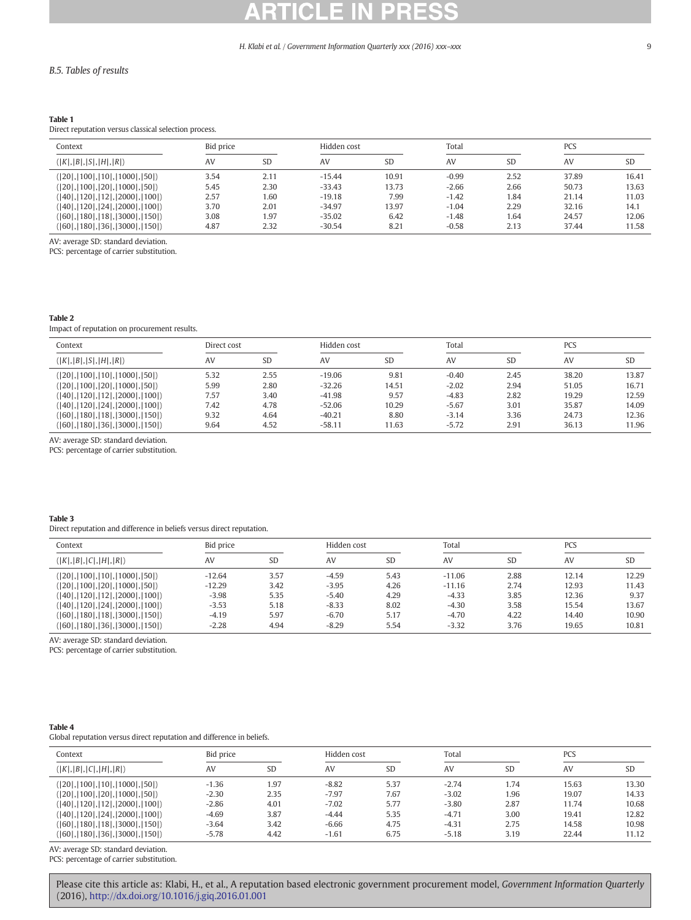### B.5. Tables of results

**Table 1**
Direct reputation versus classical selection process.

| Context | Bid price | | Hidden cost | | Total | | PCS | |
|---|---|---|---|---|---|---|---|---|
| $(\|K\|,\|B\|,\|S\|,\|H\|,\|R\|)$ | AV | SD | AV | SD | AV | SD | AV | SD |
| (\|20\|,\|100\|,\|10\|,\|1000\|,\|50\|) | 3.54 | 2.11 | -15.44 | 10.91 | -0.99 | 2.52 | 37.89 | 16.41 |
| (\|20\|,\|100\|,\|20\|,\|1000\|,\|50\|) | 5.45 | 2.30 | -33.43 | 13.73 | -2.66 | 2.66 | 50.73 | 13.63 |
| (\|40\|,\|120\|,\|12\|,\|2000\|,\|100\|) | 2.57 | 1.60 | -19.18 | 7.99 | -1.42 | 1.84 | 21.14 | 11.03 |
| (\|40\|,\|120\|,\|24\|,\|2000\|,\|100\|) | 3.70 | 2.01 | -34.97 | 13.97 | -1.04 | 2.29 | 32.16 | 14.1 |
| (\|60\|,\|180\|,\|18\|,\|3000\|,\|150\|) | 3.08 | 1.97 | -35.02 | 6.42 | -1.48 | 1.64 | 24.57 | 12.06 |
| (\|60\|,\|180\|,\|36\|,\|3000\|,\|150\|) | 4.87 | 2.32 | -30.54 | 8.21 | -0.58 | 2.13 | 37.44 | 11.58 |

AV: average SD: standard deviation.
PCS: percentage of carrier substitution.

**Table 2**
Impact of reputation on procurement results.

| Context | Direct cost | | Hidden cost | | Total | | PCS | |
|---|---|---|---|---|---|---|---|---|
| $(\|K\|,\|B\|,\|S\|,\|H\|,\|R\|)$ | AV | SD | AV | SD | AV | SD | AV | SD |
| (\|20\|,\|100\|,\|10\|,\|1000\|,\|50\|) | 5.32 | 2.55 | -19.06 | 9.81 | -0.40 | 2.45 | 38.20 | 13.87 |
| (\|20\|,\|100\|,\|20\|,\|1000\|,\|50\|) | 5.99 | 2.80 | -32.26 | 14.51 | -2.02 | 2.94 | 51.05 | 16.71 |
| (\|40\|,\|120\|,\|12\|,\|2000\|,\|100\|) | 7.57 | 3.40 | -41.98 | 9.57 | -4.83 | 2.82 | 19.29 | 12.59 |
| (\|40\|,\|120\|,\|24\|,\|2000\|,\|100\|) | 7.42 | 4.78 | -52.06 | 10.29 | -5.67 | 3.01 | 35.87 | 14.09 |
| (\|60\|,\|180\|,\|18\|,\|3000\|,\|150\|) | 9.32 | 4.64 | -40.21 | 8.80 | -3.14 | 3.36 | 24.73 | 12.36 |
| (\|60\|,\|180\|,\|36\|,\|3000\|,\|150\|) | 9.64 | 4.52 | -58.11 | 11.63 | -5.72 | 2.91 | 36.13 | 11.96 |

AV: average SD: standard deviation.
PCS: percentage of carrier substitution.

**Table 3**
Direct reputation and difference in beliefs versus direct reputation.

| Context | Bid price | | Hidden cost | | Total | | PCS | |
|---|---|---|---|---|---|---|---|---|
| $(\|K\|,\|B\|,\|C\|,\|H\|,\|R\|)$ | AV | SD | AV | SD | AV | SD | AV | SD |
| (\|20\|,\|100\|,\|10\|,\|1000\|,\|50\|) | -12.64 | 3.57 | -4.59 | 5.43 | -11.06 | 2.88 | 12.14 | 12.29 |
| (\|20\|,\|100\|,\|20\|,\|1000\|,\|50\|) | -12.29 | 3.42 | -3.95 | 4.26 | -11.16 | 2.74 | 12.93 | 11.43 |
| (\|40\|,\|120\|,\|12\|,\|2000\|,\|100\|) | -3.98 | 5.35 | -5.40 | 4.29 | -4.33 | 3.85 | 12.36 | 9.37 |
| (\|40\|,\|120\|,\|24\|,\|2000\|,\|100\|) | -3.53 | 5.18 | -8.33 | 8.02 | -4.30 | 3.58 | 15.54 | 13.67 |
| (\|60\|,\|180\|,\|18\|,\|3000\|,\|150\|) | -4.19 | 5.97 | -6.70 | 5.17 | -4.70 | 4.22 | 14.40 | 10.90 |
| (\|60\|,\|180\|,\|36\|,\|3000\|,\|150\|) | -2.28 | 4.94 | -8.29 | 5.54 | -3.32 | 3.76 | 19.65 | 10.81 |

AV: average SD: standard deviation.
PCS: percentage of carrier substitution.

**Table 4**
Global reputation versus direct reputation and difference in beliefs.

| Context | Bid price | | Hidden cost | | Total | | PCS | |
|---|---|---|---|---|---|---|---|---|
| $(\|K\|,\|B\|,\|C\|,\|H\|,\|R\|)$ | AV | SD | AV | SD | AV | SD | AV | SD |
| (\|20\|,\|100\|,\|10\|,\|1000\|,\|50\|) | -1.36 | 1.97 | -8.82 | 5.37 | -2.74 | 1.74 | 15.63 | 13.30 |
| (\|20\|,\|100\|,\|20\|,\|1000\|,\|50\|) | -2.30 | 2.35 | -7.97 | 7.67 | -3.02 | 1.96 | 19.07 | 14.33 |
| (\|40\|,\|120\|,\|12\|,\|2000\|,\|100\|) | -2.86 | 4.01 | -7.02 | 5.77 | -3.80 | 2.87 | 11.74 | 10.68 |
| (\|40\|,\|120\|,\|24\|,\|2000\|,\|100\|) | -4.69 | 3.87 | -4.44 | 5.35 | -4.71 | 3.00 | 19.41 | 12.82 |
| (\|60\|,\|180\|,\|18\|,\|3000\|,\|150\|) | -3.64 | 3.42 | -6.66 | 4.75 | -4.31 | 2.75 | 14.58 | 10.98 |
| (\|60\|,\|180\|,\|36\|,\|3000\|,\|150\|) | -5.78 | 4.42 | -1.61 | 6.75 | -5.18 | 3.19 | 22.44 | 11.12 |

AV: average SD: standard deviation.
PCS: percentage of carrier substitution.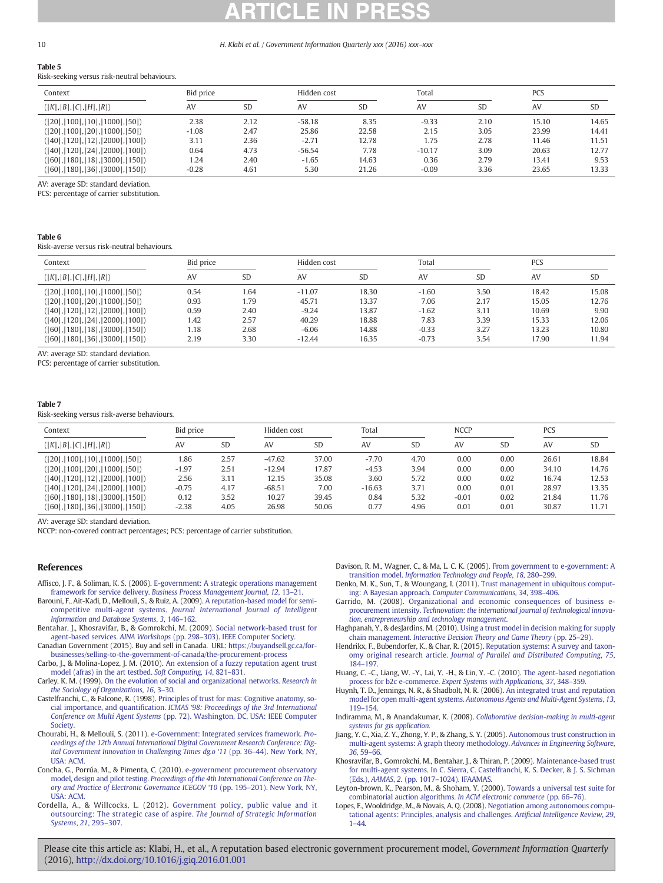**Table 5**
Risk-seeking versus risk-neutral behaviours.

| Context | Bid price | | Hidden cost | | Total | | PCS | |
|---|---|---|---|---|---|---|---|---|
| $(\|K\|,\|B\|,\|C\|,\|H\|,\|R\|)$ | AV | SD | AV | SD | AV | SD | AV | SD |
| (\|20\|,\|100\|,\|10\|,\|1000\|,\|50\|) | 2.38 | 2.12 | -58.18 | 8.35 | -9.33 | 2.10 | 15.10 | 14.65 |
| (\|20\|,\|100\|,\|20\|,\|1000\|,\|50\|) | -1.08 | 2.47 | 25.86 | 22.58 | 2.15 | 3.05 | 23.99 | 14.41 |
| (\|40\|,\|120\|,\|12\|,\|2000\|,\|100\|) | 3.11 | 2.36 | -2.71 | 12.78 | 1.75 | 2.78 | 11.46 | 11.51 |
| (\|40\|,\|120\|,\|24\|,\|2000\|,\|100\|) | 0.64 | 4.73 | -56.54 | 7.78 | -10.17 | 3.09 | 20.63 | 12.77 |
| (\|60\|,\|180\|,\|18\|,\|3000\|,\|150\|) | 1.24 | 2.40 | -1.65 | 14.63 | 0.36 | 2.79 | 13.41 | 9.53 |
| (\|60\|,\|180\|,\|36\|,\|3000\|,\|150\|) | -0.28 | 4.61 | 5.30 | 21.26 | -0.09 | 3.36 | 23.65 | 13.33 |

AV: average SD: standard deviation.
PCS: percentage of carrier substitution.

**Table 6**
Risk-averse versus risk-neutral behaviours.

| Context | Bid price | | Hidden cost | | Total | | PCS | |
|---|---|---|---|---|---|---|---|---|
| $(\|K\|,\|B\|,\|C\|,\|H\|,\|R\|)$ | AV | SD | AV | SD | AV | SD | AV | SD |
| (\|20\|,\|100\|,\|10\|,\|1000\|,\|50\|) | 0.54 | 1.64 | -11.07 | 18.30 | -1.60 | 3.50 | 18.42 | 15.08 |
| (\|20\|,\|100\|,\|20\|,\|1000\|,\|50\|) | 0.93 | 1.79 | 45.71 | 13.37 | 7.06 | 2.17 | 15.05 | 12.76 |
| (\|40\|,\|120\|,\|12\|,\|2000\|,\|100\|) | 0.59 | 2.40 | -9.24 | 13.87 | -1.62 | 3.11 | 10.69 | 9.90 |
| (\|40\|,\|120\|,\|24\|,\|2000\|,\|100\|) | 1.42 | 2.57 | 40.29 | 18.88 | 7.83 | 3.39 | 15.33 | 12.06 |
| (\|60\|,\|180\|,\|18\|,\|3000\|,\|150\|) | 1.18 | 2.68 | -6.06 | 14.88 | -0.33 | 3.27 | 13.23 | 10.80 |
| (\|60\|,\|180\|,\|36\|,\|3000\|,\|150\|) | 2.19 | 3.30 | -12.44 | 16.35 | -0.73 | 3.54 | 17.90 | 11.94 |

AV: average SD: standard deviation.
PCS: percentage of carrier substitution.

**Table 7**
Risk-seeking versus risk-averse behaviours.

| Context | Bid price | | Hidden cost | | Total | | NCCP | | PCS | |
|---|---|---|---|---|---|---|---|---|---|---|
| $(\|K\|,\|B\|,\|C\|,\|H\|,\|R\|)$ | AV | SD | AV | SD | AV | SD | AV | SD | AV | SD |
| (\|20\|,\|100\|,\|10\|,\|1000\|,\|50\|) | 1.86 | 2.57 | -47.62 | 37.00 | -7.70 | 4.70 | 0.00 | 0.00 | 26.61 | 18.84 |
| (\|20\|,\|100\|,\|20\|,\|1000\|,\|50\|) | -1.97 | 2.51 | -12.94 | 17.87 | -4.53 | 3.94 | 0.00 | 0.00 | 34.10 | 14.76 |
| (\|40\|,\|120\|,\|12\|,\|2000\|,\|100\|) | 2.56 | 3.11 | 12.15 | 35.08 | 3.60 | 5.72 | 0.00 | 0.02 | 16.74 | 12.53 |
| (\|40\|,\|120\|,\|24\|,\|2000\|,\|100\|) | -0.75 | 4.17 | -68.51 | 7.00 | -16.63 | 3.71 | 0.00 | 0.01 | 28.97 | 13.35 |
| (\|60\|,\|180\|,\|18\|,\|3000\|,\|150\|) | 0.12 | 3.52 | 10.27 | 39.45 | 0.84 | 5.32 | -0.01 | 0.02 | 21.84 | 11.76 |
| (\|60\|,\|180\|,\|36\|,\|3000\|,\|150\|) | -2.38 | 4.05 | 26.98 | 50.06 | 0.77 | 4.96 | 0.01 | 0.01 | 30.87 | 11.71 |

AV: average SD: standard deviation.
NCCP: non-covered contract percentages; PCS: percentage of carrier substitution.

## References

Affisco, J. F., & Soliman, K. S. (2006). E-government: A strategic operations management framework for service delivery. *Business Process Management Journal*, *12*, 13–21.

Barouni, F., Ait-Kadi, D., Mellouli, S., & Ruiz, A. (2009). A reputation-based model for semi-competitive multi-agent systems. *Journal International Journal of Intelligent Information and Database Systems*, *3*, 146–162.

Bentahar, J., Khosravifar, B., & Gomrokchi, M. (2009). Social network-based trust for agent-based services. *AINA Workshops* (pp. 298–303). IEEE Computer Society.

Canadian Government (2015). Buy and sell in Canada. URL: https://buyandsell.gc.ca/for-businesses/selling-to-the-government-of-canada/the-procurement-process

Carbo, J., & Molina-Lopez, J. M. (2010). An extension of a fuzzy reputation agent trust model (afras) in the art testbed. *Soft Computing*, *14*, 821–831.

Carley, K. M. (1999). On the evolution of social and organizational networks. *Research in the Sociology of Organizations*, *16*, 3–30.

Castelfranchi, C., & Falcone, R. (1998). Principles of trust for mas: Cognitive anatomy, social importance, and quantification. *ICMAS '98: Proceedings of the 3rd International Conference on Multi Agent Systems* (pp. 72). Washington, DC, USA: IEEE Computer Society.

Chourabi, H., & Mellouli, S. (2011). e-Government: Integrated services framework. *Proceedings of the 12th Annual International Digital Government Research Conference: Digital Government Innovation in Challenging Times dg.o '11* (pp. 36–44). New York, NY, USA: ACM.

Concha, G., Porrúa, M., & Pimenta, C. (2010). e-government procurement observatory model, design and pilot testing. *Proceedings of the 4th International Conference on Theory and Practice of Electronic Governance ICEGOV '10* (pp. 195–201). New York, NY, USA: ACM.

Cordella, A., & Willcocks, L. (2012). Government policy, public value and it outsourcing: The strategic case of aspire. *The Journal of Strategic Information Systems*, *21*, 295–307.

Davison, R. M., Wagner, C., & Ma, L. C. K. (2005). From government to e-government: A transition model. *Information Technology and People*, *18*, 280–299.

Denko, M. K., Sun, T., & Woungang, I. (2011). Trust management in ubiquitous computing: A Bayesian approach. *Computer Communications*, *34*, 398–406.

Garrido, M. (2008). Organizational and economic consequences of business e-procurement intensity. *Technovation: the international journal of technological innovation, entrepreneurship and technology management*.

Haghpanah, Y., & desJardins, M. (2010). Using a trust model in decision making for supply chain management. *Interactive Decision Theory and Game Theory* (pp. 25–29).

Hendrikx, F., Bubendorfer, K., & Char, R. (2015). Reputation systems: A survey and taxonomy original research article. *Journal of Parallel and Distributed Computing*, *75*, 184–197.

Huang, C. -C., Liang, W. -Y., Lai, Y. -H., & Lin, Y. -C. (2010). The agent-based negotiation process for b2c e-commerce. *Expert Systems with Applications*, *37*, 348–359.

Huynh, T. D., Jennings, N. R., & Shadbolt, N. R. (2006). An integrated trust and reputation model for open multi-agent systems. *Autonomous Agents and Multi-Agent Systems*, *13*, 119–154.

Indiramma, M., & Anandakumar, K. (2008). *Collaborative decision-making in multi-agent systems for gis application.*

Jiang, Y. C., Xia, Z. Y., Zhong, Y. P., & Zhang, S. Y. (2005). Autonomous trust construction in multi-agent systems: A graph theory methodology. *Advances in Engineering Software*, *36*, 59–66.

Khosravifar, B., Gomrokchi, M., Bentahar, J., & Thiran, P. (2009). Maintenance-based trust for multi-agent systems. In C. Sierra, C. Castelfranchi, K. S. Decker, & J. S. Sichman (Eds.), *AAMAS*, *2*. (pp. 1017–1024). IFAAMAS.

Leyton-brown, K., Pearson, M., & Shoham, Y. (2000). Towards a universal test suite for combinatorial auction algorithms. *In ACM electronic commerce* (pp. 66–76).

Lopes, F., Wooldridge, M., & Novais, A. Q. (2008). Negotiation among autonomous computational agents: Principles, analysis and challenges. *Artificial Intelligence Review*, *29*, 1–44.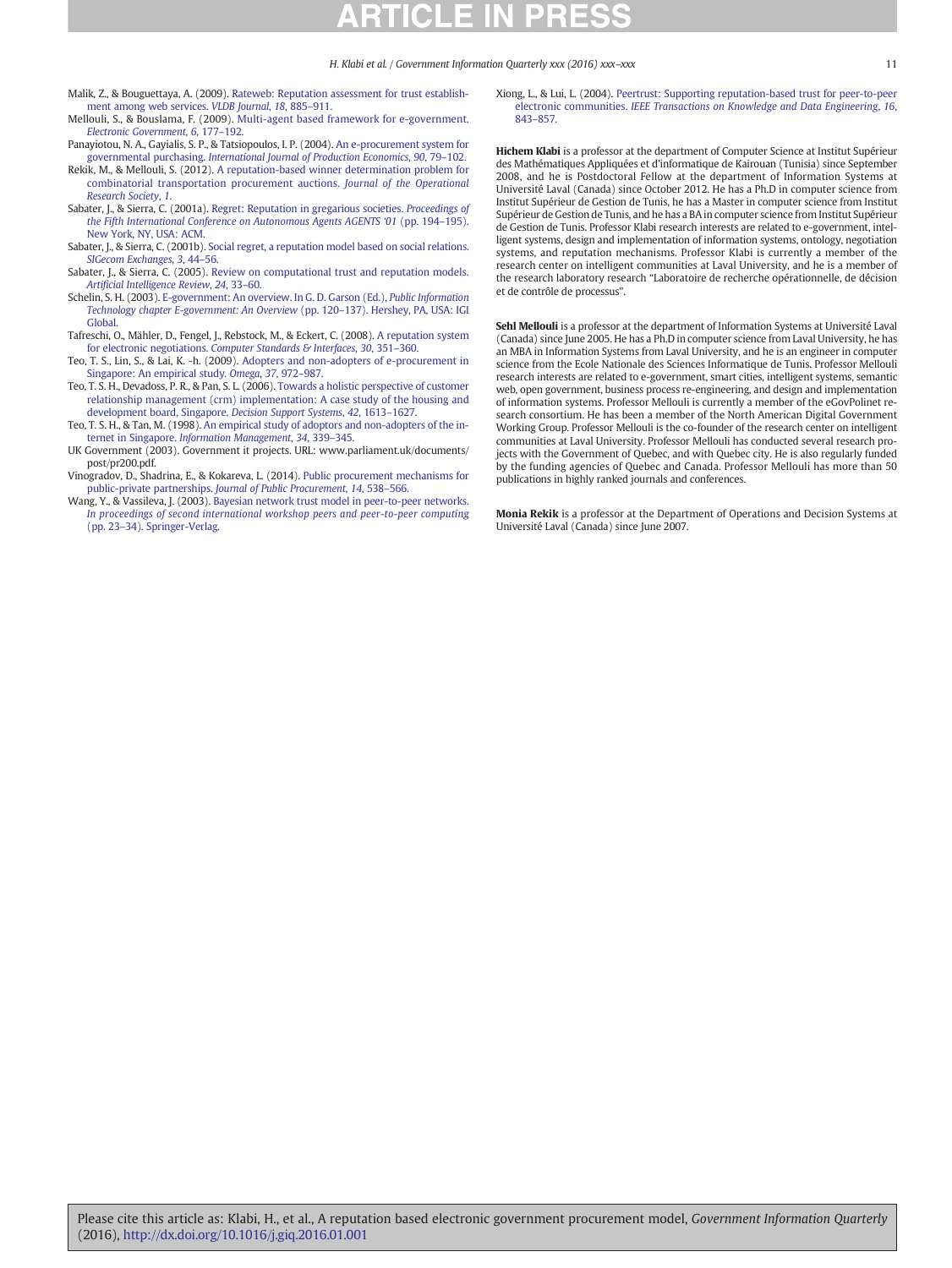Malik, Z., & Bouguettaya, A. (2009). Rateweb: Reputation assessment for trust establishment among web services. *VLDB Journal*, *18*, 885–911.

Mellouli, S., & Bouslama, F. (2009). Multi-agent based framework for e-government. *Electronic Government*, *6*, 177–192.

Panayiotou, N. A., Gayialis, S. P., & Tatsiopoulos, I. P. (2004). An e-procurement system for governmental purchasing. *International Journal of Production Economics*, *90*, 79–102.

Rekik, M., & Mellouli, S. (2012). A reputation-based winner determination problem for combinatorial transportation procurement auctions. *Journal of the Operational Research Society*, *1*.

Sabater, J., & Sierra, C. (2001a). Regret: Reputation in gregarious societies. *Proceedings of the Fifth International Conference on Autonomous Agents AGENTS '01* (pp. 194–195). New York, NY, USA: ACM.

Sabater, J., & Sierra, C. (2001b). Social regret, a reputation model based on social relations. *SIGecom Exchanges*, *3*, 44–56.

Sabater, J., & Sierra, C. (2005). Review on computational trust and reputation models. *Artificial Intelligence Review*, *24*, 33–60.

Schelin, S. H. (2003). E-government: An overview. In G. D. Garson (Ed.), *Public Information Technology chapter E-government: An Overview* (pp. 120–137). Hershey, PA, USA: IGI Global.

Tafreschi, O., Mähler, D., Fengel, J., Rebstock, M., & Eckert, C. (2008). A reputation system for electronic negotiations. *Computer Standards & Interfaces*, *30*, 351–360.

Teo, T. S., Lin, S., & Lai, K. -h. (2009). Adopters and non-adopters of e-procurement in Singapore: An empirical study. *Omega*, *37*, 972–987.

Teo, T. S. H., Devadoss, P. R., & Pan, S. L. (2006). Towards a holistic perspective of customer relationship management (crm) implementation: A case study of the housing and development board, Singapore. *Decision Support Systems*, *42*, 1613–1627.

Teo, T. S. H., & Tan, M. (1998). An empirical study of adoptors and non-adopters of the internet in Singapore. *Information Management*, *34*, 339–345.

UK Government (2003). Government it projects. URL: www.parliament.uk/documents/post/pr200.pdf.

Vinogradov, D., Shadrina, E., & Kokareva, L. (2014). Public procurement mechanisms for public-private partnerships. *Journal of Public Procurement*, *14*, 538–566.

Wang, Y., & Vassileva, J. (2003). Bayesian network trust model in peer-to-peer networks. *In proceedings of second international workshop peers and peer-to-peer computing* (pp. 23–34). Springer-Verlag.

Xiong, L., & Lui, L. (2004). Peertrust: Supporting reputation-based trust for peer-to-peer electronic communities. *IEEE Transactions on Knowledge and Data Engineering*, *16*, 843–857.

**Hichem Klabi** is a professor at the department of Computer Science at Institut Supérieur des Mathématiques Appliquées et d'informatique de Kairouan (Tunisia) since September 2008, and he is Postdoctoral Fellow at the department of Information Systems at Université Laval (Canada) since October 2012. He has a Ph.D in computer science from Institut Supérieur de Gestion de Tunis, he has a Master in computer science from Institut Supérieur de Gestion de Tunis, and he has a BA in computer science from Institut Supérieur de Gestion de Tunis. Professor Klabi research interests are related to e-government, intelligent systems, design and implementation of information systems, ontology, negotiation systems, and reputation mechanisms. Professor Klabi is currently a member of the research center on intelligent communities at Laval University, and he is a member of the research laboratory research "Laboratoire de recherche opérationnelle, de décision et de contrôle de processus".

**Sehl Mellouli** is a professor at the department of Information Systems at Université Laval (Canada) since June 2005. He has a Ph.D in computer science from Laval University, he has an MBA in Information Systems from Laval University, and he is an engineer in computer science from the Ecole Nationale des Sciences Informatique de Tunis. Professor Mellouli research interests are related to e-government, smart cities, intelligent systems, semantic web, open government, business process re-engineering, and design and implementation of information systems. Professor Mellouli is currently a member of the eGovPolinet research consortium. He has been a member of the North American Digital Government Working Group. Professor Mellouli is the co-founder of the research center on intelligent communities at Laval University. Professor Mellouli has conducted several research projects with the Government of Quebec, and with Quebec city. He is also regularly funded by the funding agencies of Quebec and Canada. Professor Mellouli has more than 50 publications in highly ranked journals and conferences.

**Monia Rekik** is a professor at the Department of Operations and Decision Systems at Université Laval (Canada) since June 2007.